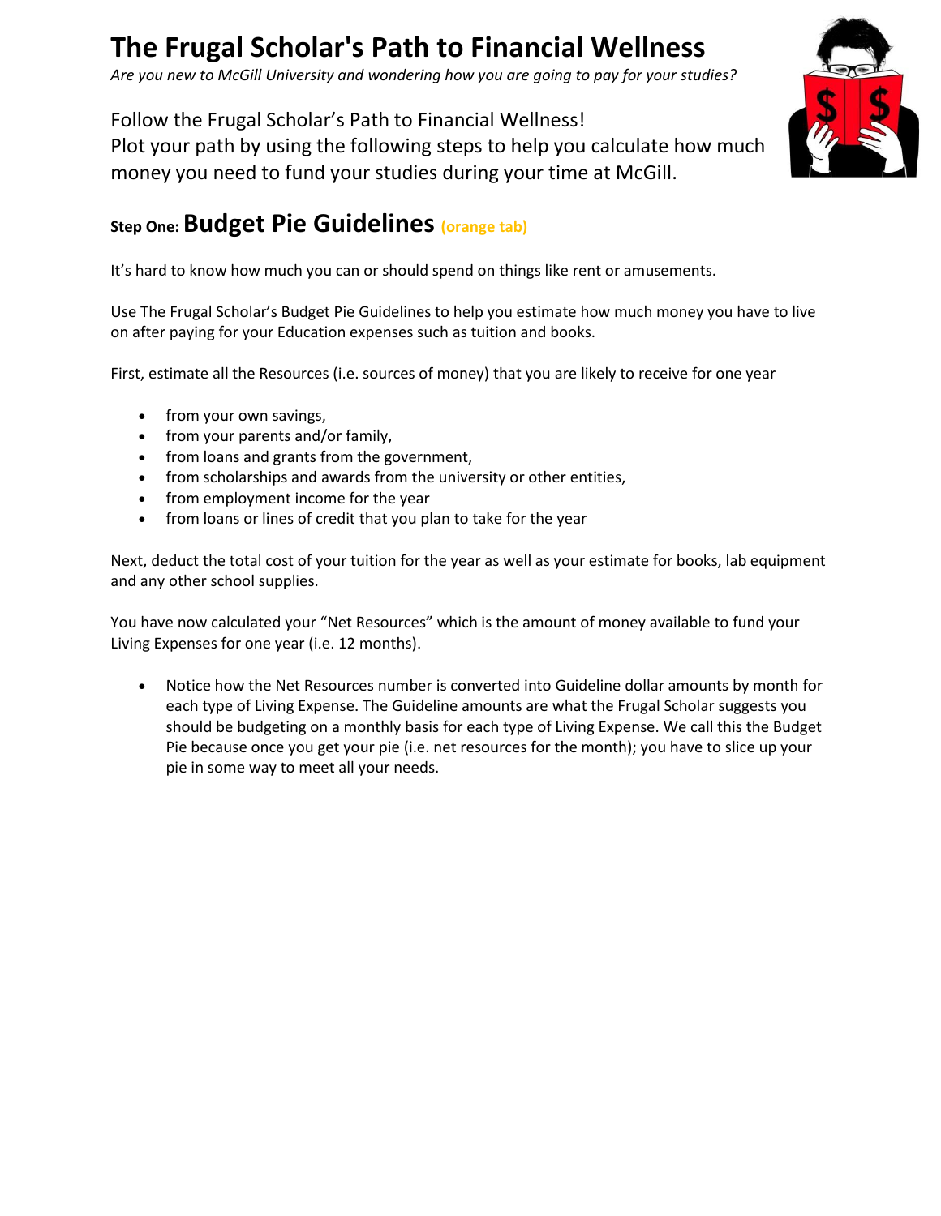# The Frugal Scholar's Path to Financial Wellness

*Are you new to McGill University and wondering how you are going to pay for your studies?*

Follow the Frugal Scholar's Path to Financial Wellness!
Plot your path by using the following steps to help you calculate how much money you need to fund your studies during your time at McGill.

## Step One: Budget Pie Guidelines (orange tab)

It's hard to know how much you can or should spend on things like rent or amusements.

Use The Frugal Scholar's Budget Pie Guidelines to help you estimate how much money you have to live on after paying for your Education expenses such as tuition and books.

First, estimate all the Resources (i.e. sources of money) that you are likely to receive for one year

- from your own savings,
- from your parents and/or family,
- from loans and grants from the government,
- from scholarships and awards from the university or other entities,
- from employment income for the year
- from loans or lines of credit that you plan to take for the year

Next, deduct the total cost of your tuition for the year as well as your estimate for books, lab equipment and any other school supplies.

You have now calculated your "Net Resources" which is the amount of money available to fund your Living Expenses for one year (i.e. 12 months).

- Notice how the Net Resources number is converted into Guideline dollar amounts by month for each type of Living Expense. The Guideline amounts are what the Frugal Scholar suggests you should be budgeting on a monthly basis for each type of Living Expense. We call this the Budget Pie because once you get your pie (i.e. net resources for the month); you have to slice up your pie in some way to meet all your needs.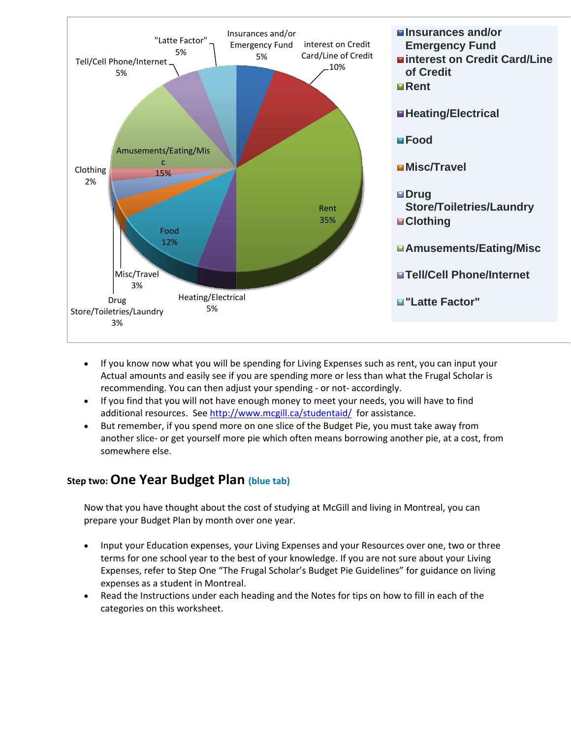| Category | Percentage |
| --- | --- |
| Insurances and/or Emergency Fund | 5% |
| interest on Credit Card/Line of Credit | 10% |
| Rent | 35% |
| Heating/Electrical | 5% |
| Food | 12% |
| Misc/Travel | 3% |
| Drug Store/Toiletries/Laundry | 3% |
| Clothing | 2% |
| Amusements/Eating/Misc | 15% |
| Tell/Cell Phone/Internet | 5% |
| "Latte Factor" | 5% |

- If you know now what you will be spending for Living Expenses such as rent, you can input your Actual amounts and easily see if you are spending more or less than what the Frugal Scholar is recommending. You can then adjust your spending - or not- accordingly.
- If you find that you will not have enough money to meet your needs, you will have to find additional resources. See http://www.mcgill.ca/studentaid/ for assistance.
- But remember, if you spend more on one slice of the Budget Pie, you must take away from another slice- or get yourself more pie which often means borrowing another pie, at a cost, from somewhere else.

## Step two: One Year Budget Plan (blue tab)

Now that you have thought about the cost of studying at McGill and living in Montreal, you can prepare your Budget Plan by month over one year.

- Input your Education expenses, your Living Expenses and your Resources over one, two or three terms for one school year to the best of your knowledge. If you are not sure about your Living Expenses, refer to Step One "The Frugal Scholar's Budget Pie Guidelines" for guidance on living expenses as a student in Montreal.
- Read the Instructions under each heading and the Notes for tips on how to fill in each of the categories on this worksheet.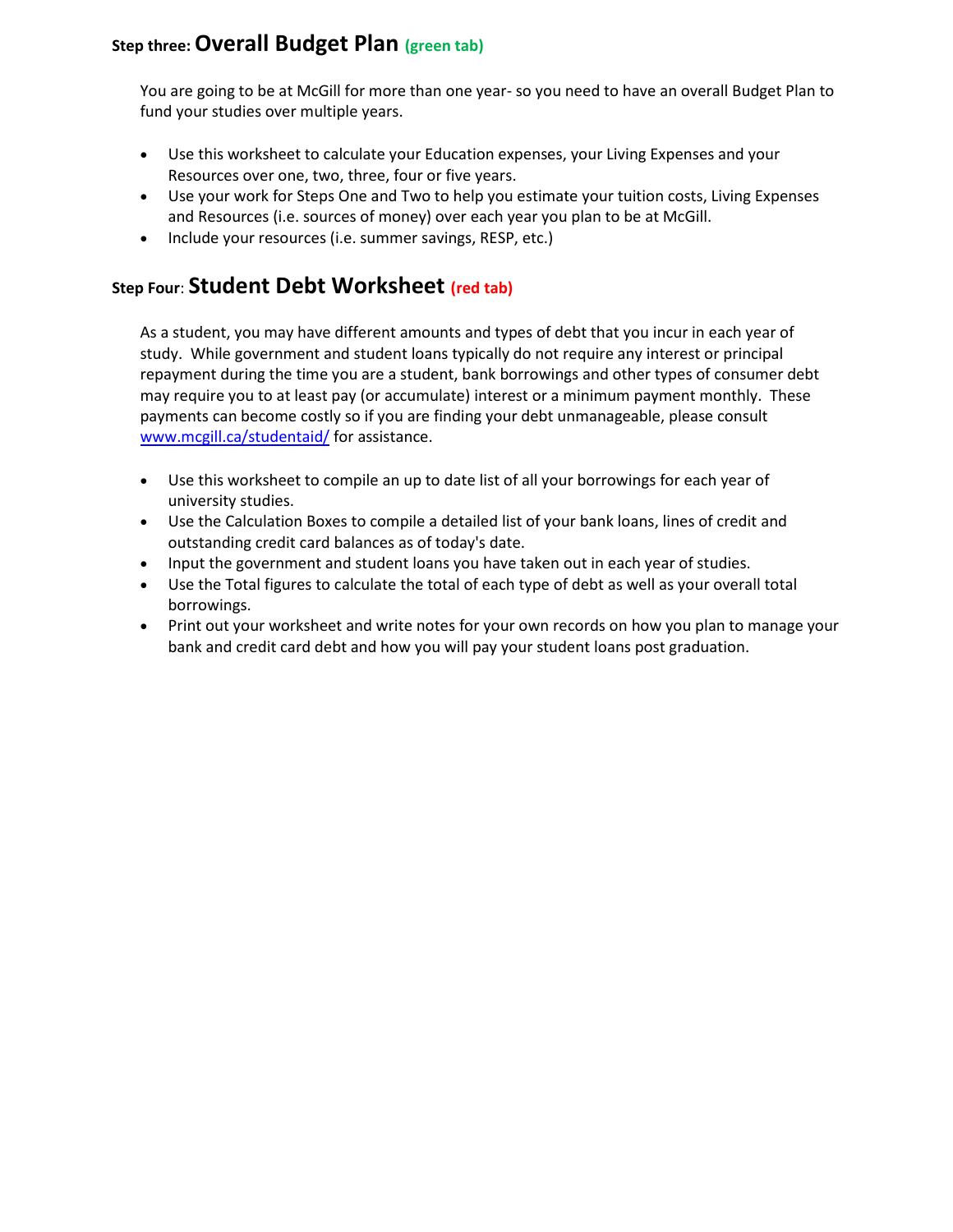### Step three: **Overall Budget Plan** **(green tab)**

You are going to be at McGill for more than one year- so you need to have an overall Budget Plan to fund your studies over multiple years.

- Use this worksheet to calculate your Education expenses, your Living Expenses and your Resources over one, two, three, four or five years.
- Use your work for Steps One and Two to help you estimate your tuition costs, Living Expenses and Resources (i.e. sources of money) over each year you plan to be at McGill.
- Include your resources (i.e. summer savings, RESP, etc.)

### Step Four: **Student Debt Worksheet** **(red tab)**

As a student, you may have different amounts and types of debt that you incur in each year of study. While government and student loans typically do not require any interest or principal repayment during the time you are a student, bank borrowings and other types of consumer debt may require you to at least pay (or accumulate) interest or a minimum payment monthly. These payments can become costly so if you are finding your debt unmanageable, please consult [www.mcgill.ca/studentaid/](http://www.mcgill.ca/studentaid/) for assistance.

- Use this worksheet to compile an up to date list of all your borrowings for each year of university studies.
- Use the Calculation Boxes to compile a detailed list of your bank loans, lines of credit and outstanding credit card balances as of today's date.
- Input the government and student loans you have taken out in each year of studies.
- Use the Total figures to calculate the total of each type of debt as well as your overall total borrowings.
- Print out your worksheet and write notes for your own records on how you plan to manage your bank and credit card debt and how you will pay your student loans post graduation.